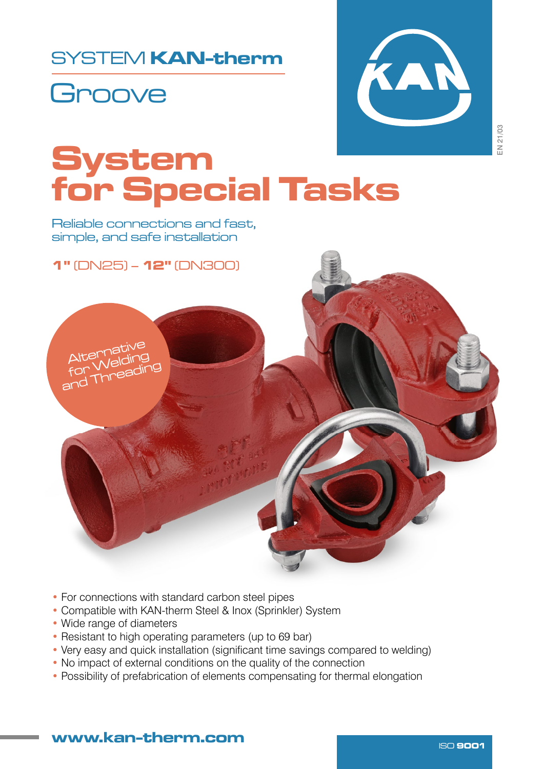SYSTEM **KAN-therm**

Groove

EN 21/03

# System for Special Tasks

Reliable connections and fast, simple, and safe installation

**1"** (DN25) – **12"** (DN300)

Alternative for Welding and Threading

- For connections with standard carbon steel pipes
- Compatible with KAN-therm Steel & Inox (Sprinkler) System
- Wide range of diameters
- Resistant to high operating parameters (up to 69 bar)
- Very easy and quick installation (significant time savings compared to welding)
- No impact of external conditions on the quality of the connection
- Possibility of prefabrication of elements compensating for thermal elongation

**www.kan-therm.com**

ISO **9001**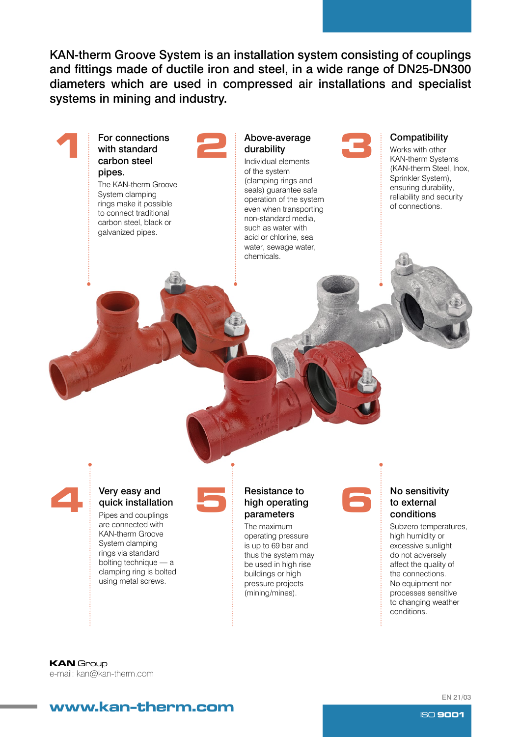KAN-therm Groove System is an installation system consisting of couplings and fittings made of ductile iron and steel, in a wide range of DN25-DN300 diameters which are used in compressed air installations and specialist systems in mining and industry.

## 1 For connections with standard carbon steel pipes.

The KAN-therm Groove System clamping rings make it possible to connect traditional carbon steel, black or galvanized pipes.

## 2 Above-average durability

Individual elements of the system (clamping rings and seals) guarantee safe operation of the system even when transporting non-standard media, such as water with acid or chlorine, sea water, sewage water, chemicals.

## 3 Compatibility

Works with other KAN-therm Systems (KAN-therm Steel, Inox, Sprinkler System), ensuring durability, reliability and security of connections.

## 4 Very easy and quick installation

Pipes and couplings are connected with KAN-therm Groove System clamping rings via standard bolting technique — a clamping ring is bolted using metal screws.

## 5 Resistance to high operating parameters

The maximum operating pressure is up to 69 bar and thus the system may be used in high rise buildings or high pressure projects (mining/mines).

## 6 No sensitivity to external conditions

Subzero temperatures, high humidity or excessive sunlight do not adversely affect the quality of the connections. No equipment nor processes sensitive to changing weather conditions.

**KAN** Group
e-mail: kan@kan-therm.com

www.kan-therm.com

EN 21/03

ISO 9001